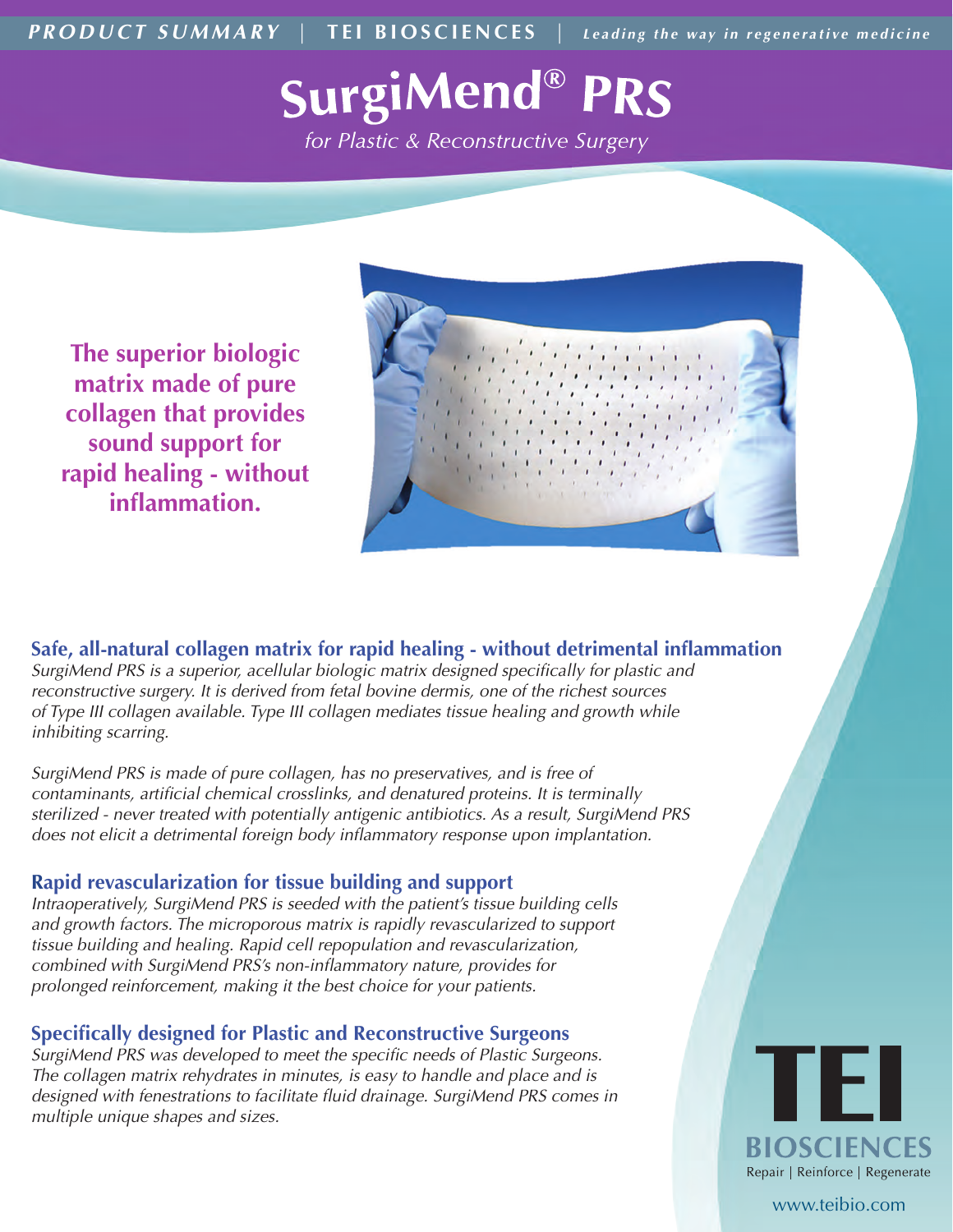*PRODUCT SUMMARY* | **TEI BIOSCIENCES** | *Leading the way in regenerative medicine*

# SurgiMend® *PRS*

*for Plastic & Reconstructive Surgery*

**The superior biologic matrix made of pure collagen that provides sound support for rapid healing - without inflammation.**

## Safe, all-natural collagen matrix for rapid healing - without detrimental inflammation

*SurgiMend PRS is a superior, acellular biologic matrix designed specifically for plastic and reconstructive surgery. It is derived from fetal bovine dermis, one of the richest sources of Type III collagen available. Type III collagen mediates tissue healing and growth while inhibiting scarring.*

*SurgiMend PRS is made of pure collagen, has no preservatives, and is free of contaminants, artificial chemical crosslinks, and denatured proteins. It is terminally sterilized - never treated with potentially antigenic antibiotics. As a result, SurgiMend PRS does not elicit a detrimental foreign body inflammatory response upon implantation.*

## Rapid revascularization for tissue building and support

*Intraoperatively, SurgiMend PRS is seeded with the patient's tissue building cells and growth factors. The microporous matrix is rapidly revascularized to support tissue building and healing. Rapid cell repopulation and revascularization, combined with SurgiMend PRS's non-inflammatory nature, provides for prolonged reinforcement, making it the best choice for your patients.*

## Specifically designed for Plastic and Reconstructive Surgeons

*SurgiMend PRS was developed to meet the specific needs of Plastic Surgeons. The collagen matrix rehydrates in minutes, is easy to handle and place and is designed with fenestrations to facilitate fluid drainage. SurgiMend PRS comes in multiple unique shapes and sizes.*

**TEI BIOSCIENCES**

Repair | Reinforce | Regenerate

www.teibio.com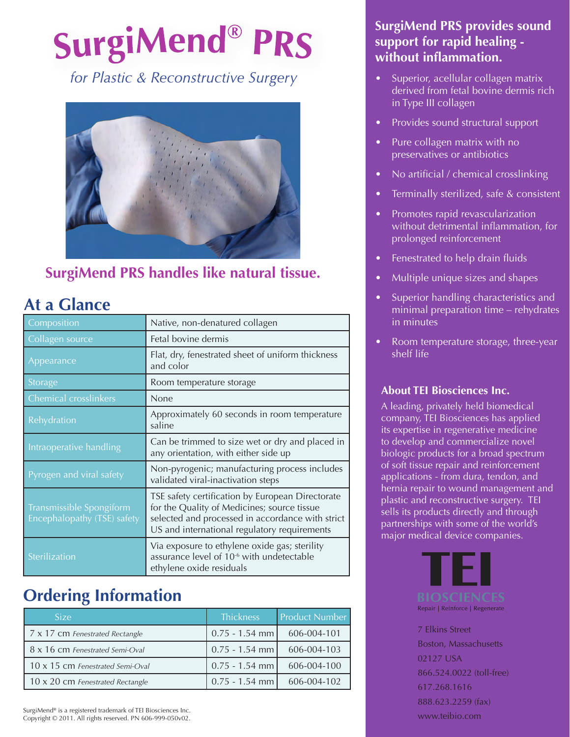# SurgiMend® PRS

*for Plastic & Reconstructive Surgery*

**SurgiMend PRS handles like natural tissue.**

## At a Glance

| | |
|---|---|
| Composition | Native, non-denatured collagen |
| Collagen source | Fetal bovine dermis |
| Appearance | Flat, dry, fenestrated sheet of uniform thickness and color |
| Storage | Room temperature storage |
| Chemical crosslinkers | None |
| Rehydration | Approximately 60 seconds in room temperature saline |
| Intraoperative handling | Can be trimmed to size wet or dry and placed in any orientation, with either side up |
| Pyrogen and viral safety | Non-pyrogenic; manufacturing process includes validated viral-inactivation steps |
| Transmissible Spongiform Encephalopathy (TSE) safety | TSE safety certification by European Directorate for the Quality of Medicines; source tissue selected and processed in accordance with strict US and international regulatory requirements |
| Sterilization | Via exposure to ethylene oxide gas; sterility assurance level of $10^{-6}$ with undetectable ethylene oxide residuals |

## Ordering Information

| Size | Thickness | Product Number |
|---|---|---|
| 7 x 17 cm *Fenestrated Rectangle* | 0.75 - 1.54 mm | 606-004-101 |
| 8 x 16 cm *Fenestrated Semi-Oval* | 0.75 - 1.54 mm | 606-004-103 |
| 10 x 15 cm *Fenestrated Semi-Oval* | 0.75 - 1.54 mm | 606-004-100 |
| 10 x 20 cm *Fenestrated Rectangle* | 0.75 - 1.54 mm | 606-004-102 |

SurgiMend® is a registered trademark of TEI Biosciences Inc.
Copyright © 2011. All rights reserved. PN 606-999-050v02.

## SurgiMend PRS provides sound support for rapid healing - without inflammation.

- Superior, acellular collagen matrix derived from fetal bovine dermis rich in Type III collagen
- Provides sound structural support
- Pure collagen matrix with no preservatives or antibiotics
- No artificial / chemical crosslinking
- Terminally sterilized, safe & consistent
- Promotes rapid revascularization without detrimental inflammation, for prolonged reinforcement
- Fenestrated to help drain fluids
- Multiple unique sizes and shapes
- Superior handling characteristics and minimal preparation time – rehydrates in minutes
- Room temperature storage, three-year shelf life

### About TEI Biosciences Inc.

A leading, privately held biomedical company, TEI Biosciences has applied its expertise in regenerative medicine to develop and commercialize novel biologic products for a broad spectrum of soft tissue repair and reinforcement applications - from dura, tendon, and hernia repair to wound management and plastic and reconstructive surgery. TEI sells its products directly and through partnerships with some of the world's major medical device companies.

TEI BIOSCIENCES
Repair | Reinforce | Regenerate

7 Elkins Street
Boston, Massachusetts
02127 USA
866.524.0022 (toll-free)
617.268.1616
888.623.2259 (fax)
www.teibio.com